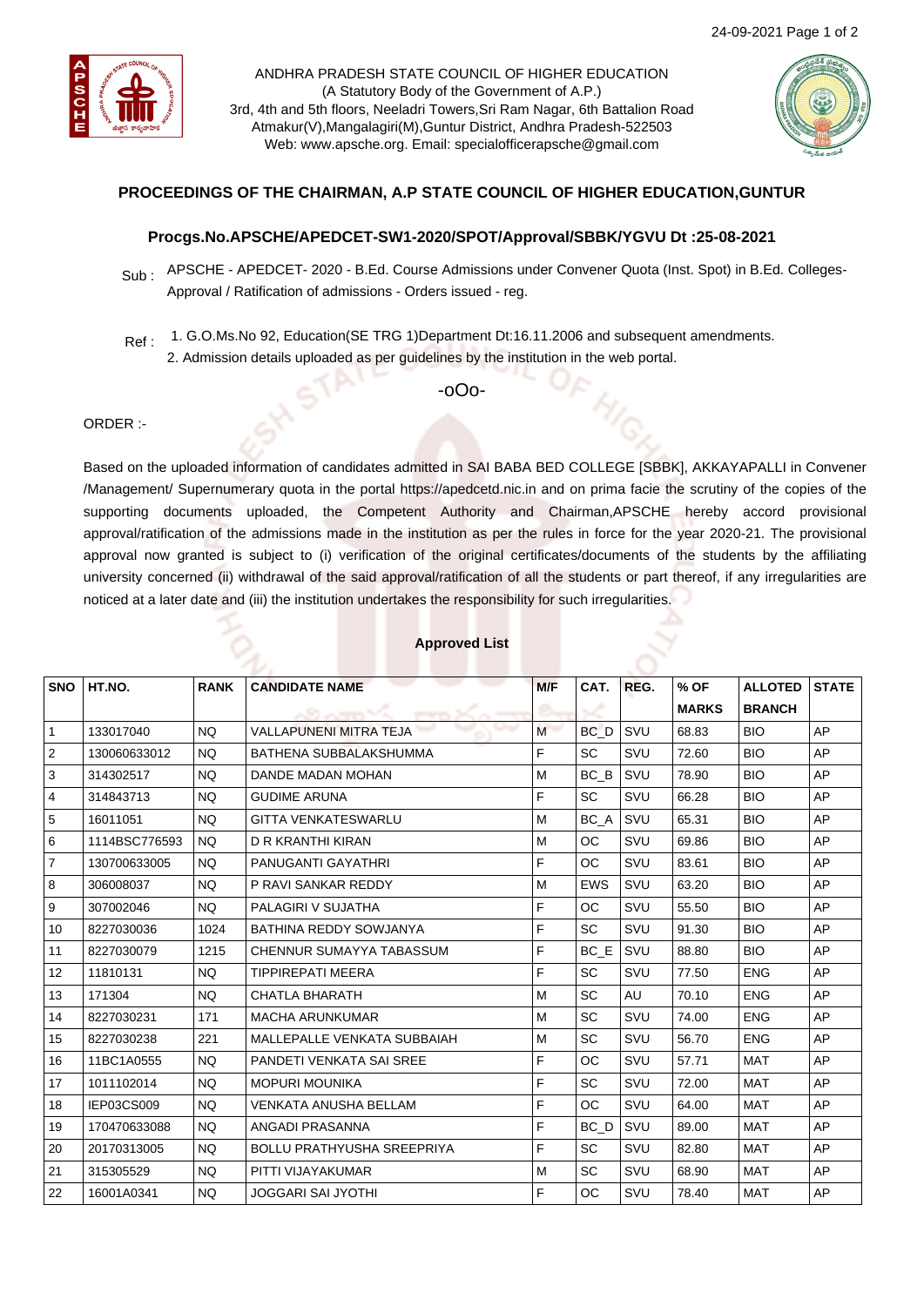ANDHRA PRADESH STATE COUNCIL OF HIGHER EDUCATION
(A Statutory Body of the Government of A.P.)
3rd, 4th and 5th floors, Neeladri Towers,Sri Ram Nagar, 6th Battalion Road
Atmakur(V),Mangalagiri(M),Guntur District, Andhra Pradesh-522503
Web: www.apsche.org. Email: specialofficerapsche@gmail.com

**PROCEEDINGS OF THE CHAIRMAN, A.P STATE COUNCIL OF HIGHER EDUCATION,GUNTUR**

**Procgs.No.APSCHE/APEDCET-SW1-2020/SPOT/Approval/SBBK/YGVU Dt :25-08-2021**

Sub : APSCHE - APEDCET- 2020 - B.Ed. Course Admissions under Convener Quota (Inst. Spot) in B.Ed. Colleges-Approval / Ratification of admissions - Orders issued - reg.

Ref : 1. G.O.Ms.No 92, Education(SE TRG 1)Department Dt:16.11.2006 and subsequent amendments.
2. Admission details uploaded as per guidelines by the institution in the web portal.

-oOo-

ORDER :-

Based on the uploaded information of candidates admitted in SAI BABA BED COLLEGE [SBBK], AKKAYAPALLI in Convener /Management/ Supernumerary quota in the portal https://apedcetd.nic.in and on prima facie the scrutiny of the copies of the supporting documents uploaded, the Competent Authority and Chairman,APSCHE hereby accord provisional approval/ratification of the admissions made in the institution as per the rules in force for the year 2020-21. The provisional approval now granted is subject to (i) verification of the original certificates/documents of the students by the affiliating university concerned (ii) withdrawal of the said approval/ratification of all the students or part thereof, if any irregularities are noticed at a later date and (iii) the institution undertakes the responsibility for such irregularities.

**Approved List**

| SNO | HT.NO. | RANK | CANDIDATE NAME | M/F | CAT. | REG. | % OF MARKS | ALLOTED BRANCH | STATE |
|---|---|---|---|---|---|---|---|---|---|
| 1 | 133017040 | NQ | VALLAPUNENI MITRA TEJA | M | BC_D | SVU | 68.83 | BIO | AP |
| 2 | 130060633012 | NQ | BATHENA SUBBALAKSHUMMA | F | SC | SVU | 72.60 | BIO | AP |
| 3 | 314302517 | NQ | DANDE MADAN MOHAN | M | BC_B | SVU | 78.90 | BIO | AP |
| 4 | 314843713 | NQ | GUDIME ARUNA | F | SC | SVU | 66.28 | BIO | AP |
| 5 | 16011051 | NQ | GITTA VENKATESWARLU | M | BC_A | SVU | 65.31 | BIO | AP |
| 6 | 1114BSC776593 | NQ | D R KRANTHI KIRAN | M | OC | SVU | 69.86 | BIO | AP |
| 7 | 130700633005 | NQ | PANUGANTI GAYATHRI | F | OC | SVU | 83.61 | BIO | AP |
| 8 | 306008037 | NQ | P RAVI SANKAR REDDY | M | EWS | SVU | 63.20 | BIO | AP |
| 9 | 307002046 | NQ | PALAGIRI V SUJATHA | F | OC | SVU | 55.50 | BIO | AP |
| 10 | 8227030036 | 1024 | BATHINA REDDY SOWJANYA | F | SC | SVU | 91.30 | BIO | AP |
| 11 | 8227030079 | 1215 | CHENNUR SUMAYYA TABASSUM | F | BC_E | SVU | 88.80 | BIO | AP |
| 12 | 11810131 | NQ | TIPPIREPATI MEERA | F | SC | SVU | 77.50 | ENG | AP |
| 13 | 171304 | NQ | CHATLA BHARATH | M | SC | AU | 70.10 | ENG | AP |
| 14 | 8227030231 | 171 | MACHA ARUNKUMAR | M | SC | SVU | 74.00 | ENG | AP |
| 15 | 8227030238 | 221 | MALLEPALLE VENKATA SUBBAIAH | M | SC | SVU | 56.70 | ENG | AP |
| 16 | 11BC1A0555 | NQ | PANDETI VENKATA SAI SREE | F | OC | SVU | 57.71 | MAT | AP |
| 17 | 1011102014 | NQ | MOPURI MOUNIKA | F | SC | SVU | 72.00 | MAT | AP |
| 18 | IEP03CS009 | NQ | VENKATA ANUSHA BELLAM | F | OC | SVU | 64.00 | MAT | AP |
| 19 | 170470633088 | NQ | ANGADI PRASANNA | F | BC_D | SVU | 89.00 | MAT | AP |
| 20 | 20170313005 | NQ | BOLLU PRATHYUSHA SREEPRIYA | F | SC | SVU | 82.80 | MAT | AP |
| 21 | 315305529 | NQ | PITTI VIJAYAKUMAR | M | SC | SVU | 68.90 | MAT | AP |
| 22 | 16001A0341 | NQ | JOGGARI SAI JYOTHI | F | OC | SVU | 78.40 | MAT | AP |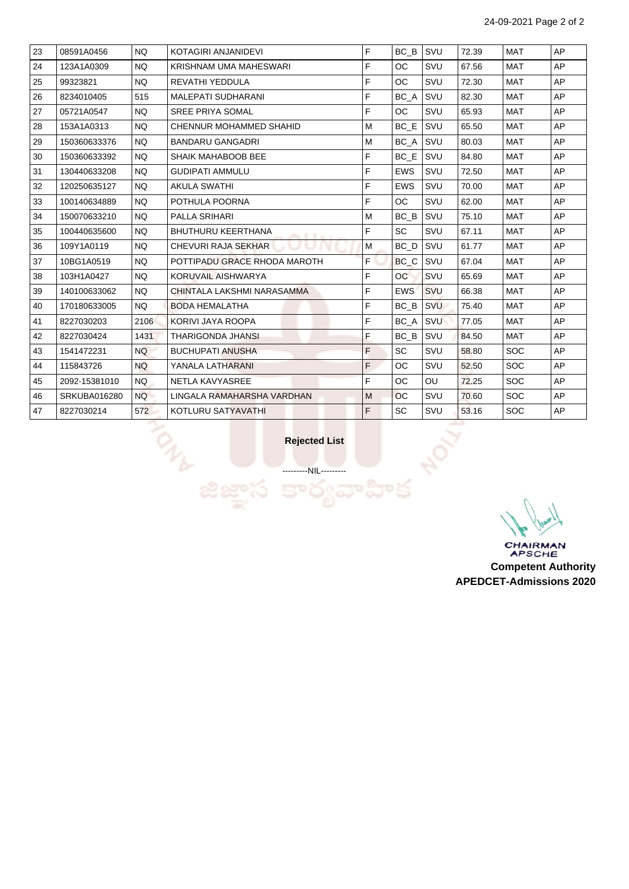| | | | | | | | | | |
|---|---|---|---|---|---|---|---|---|---|
| 23 | 08591A0456 | NQ | KOTAGIRI ANJANIDEVI | F | BC_B | SVU | 72.39 | MAT | AP |
| 24 | 123A1A0309 | NQ | KRISHNAM UMA MAHESWARI | F | OC | SVU | 67.56 | MAT | AP |
| 25 | 99323821 | NQ | REVATHI YEDDULA | F | OC | SVU | 72.30 | MAT | AP |
| 26 | 8234010405 | 515 | MALEPATI SUDHARANI | F | BC_A | SVU | 82.30 | MAT | AP |
| 27 | 05721A0547 | NQ | SREE PRIYA SOMAL | F | OC | SVU | 65.93 | MAT | AP |
| 28 | 153A1A0313 | NQ | CHENNUR MOHAMMED SHAHID | M | BC_E | SVU | 65.50 | MAT | AP |
| 29 | 150360633376 | NQ | BANDARU GANGADRI | M | BC_A | SVU | 80.03 | MAT | AP |
| 30 | 150360633392 | NQ | SHAIK MAHABOOB BEE | F | BC_E | SVU | 84.80 | MAT | AP |
| 31 | 130440633208 | NQ | GUDIPATI AMMULU | F | EWS | SVU | 72.50 | MAT | AP |
| 32 | 120250635127 | NQ | AKULA SWATHI | F | EWS | SVU | 70.00 | MAT | AP |
| 33 | 100140634889 | NQ | POTHULA POORNA | F | OC | SVU | 62.00 | MAT | AP |
| 34 | 150070633210 | NQ | PALLA SRIHARI | M | BC_B | SVU | 75.10 | MAT | AP |
| 35 | 100440635600 | NQ | BHUTHURU KEERTHANA | F | SC | SVU | 67.11 | MAT | AP |
| 36 | 109Y1A0119 | NQ | CHEVURI RAJA SEKHAR | M | BC_D | SVU | 61.77 | MAT | AP |
| 37 | 10BG1A0519 | NQ | POTTIPADU GRACE RHODA MAROTH | F | BC_C | SVU | 67.04 | MAT | AP |
| 38 | 103H1A0427 | NQ | KORUVAIL AISHWARYA | F | OC | SVU | 65.69 | MAT | AP |
| 39 | 140100633062 | NQ | CHINTALA LAKSHMI NARASAMMA | F | EWS | SVU | 66.38 | MAT | AP |
| 40 | 170180633005 | NQ | BODA HEMALATHA | F | BC_B | SVU | 75.40 | MAT | AP |
| 41 | 8227030203 | 2106 | KORIVI JAYA ROOPA | F | BC_A | SVU | 77.05 | MAT | AP |
| 42 | 8227030424 | 1431 | THARIGONDA JHANSI | F | BC_B | SVU | 84.50 | MAT | AP |
| 43 | 1541472231 | NQ | BUCHUPATI ANUSHA | F | SC | SVU | 58.80 | SOC | AP |
| 44 | 115843726 | NQ | YANALA LATHARANI | F | OC | SVU | 52.50 | SOC | AP |
| 45 | 2092-15381010 | NQ | NETLA KAVYASREE | F | OC | OU | 72.25 | SOC | AP |
| 46 | SRKUBA016280 | NQ | LINGALA RAMAHARSHA VARDHAN | M | OC | SVU | 70.60 | SOC | AP |
| 47 | 8227030214 | 572 | KOTLURU SATYAVATHI | F | SC | SVU | 53.16 | SOC | AP |

**Rejected List**

---------NIL---------

CHAIRMAN
APSCHE

**Competent Authority**
**APEDCET-Admissions 2020**